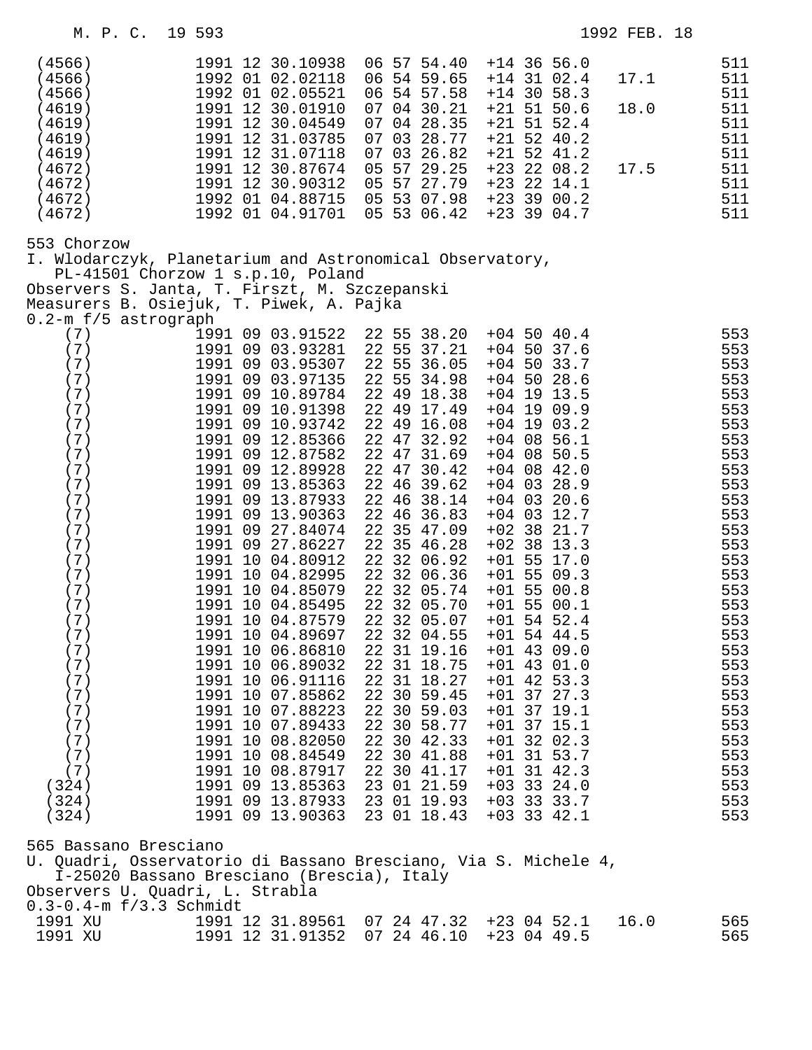```
(4566)          1991 12 30.10938  06 57 54.40  +14 36 56.0                511
(4566)          1992 01 02.02118  06 54 59.65  +14 31 02.4    17.1        511
(4566)          1992 01 02.05521  06 54 57.58  +14 30 58.3                511
(4619)          1991 12 30.01910  07 04 30.21  +21 51 50.6    18.0        511
(4619)          1991 12 30.04549  07 04 28.35  +21 51 52.4                511
(4619)          1991 12 31.03785  07 03 28.77  +21 52 40.2                511
(4619)          1991 12 31.07118  07 03 26.82  +21 52 41.2                511
(4672)          1991 12 30.87674  05 57 29.25  +23 22 08.2    17.5        511
(4672)          1991 12 30.90312  05 57 27.79  +23 22 14.1                511
(4672)          1992 01 04.88715  05 53 07.98  +23 39 00.2                511
(4672)          1992 01 04.91701  05 53 06.42  +23 39 04.7                511
```

553 Chorzow
I. Wlodarczyk, Planetarium and Astronomical Observatory,
PL-41501 Chorzow 1 s.p.10, Poland
Observers S. Janta, T. Firszt, M. Szczepanski
Measurers B. Osiejuk, T. Piwek, A. Pajka
0.2-m f/5 astrograph

```
    (7)         1991 09 03.91522  22 55 38.20  +04 50 40.4                553
    (7)         1991 09 03.93281  22 55 37.21  +04 50 37.6                553
    (7)         1991 09 03.95307  22 55 36.05  +04 50 33.7                553
    (7)         1991 09 03.97135  22 55 34.98  +04 50 28.6                553
    (7)         1991 09 10.89784  22 49 18.38  +04 19 13.5                553
    (7)         1991 09 10.91398  22 49 17.49  +04 19 09.9                553
    (7)         1991 09 10.93742  22 49 16.08  +04 19 03.2                553
    (7)         1991 09 12.85366  22 47 32.92  +04 08 56.1                553
    (7)         1991 09 12.87582  22 47 31.69  +04 08 50.5                553
    (7)         1991 09 12.89928  22 47 30.42  +04 08 42.0                553
    (7)         1991 09 13.85363  22 46 39.62  +04 03 28.9                553
    (7)         1991 09 13.87933  22 46 38.14  +04 03 20.6                553
    (7)         1991 09 13.90363  22 46 36.83  +04 03 12.7                553
    (7)         1991 09 27.84074  22 35 47.09  +02 38 21.7                553
    (7)         1991 09 27.86227  22 35 46.28  +02 38 13.3                553
    (7)         1991 10 04.80912  22 32 06.92  +01 55 17.0                553
    (7)         1991 10 04.82995  22 32 06.36  +01 55 09.3                553
    (7)         1991 10 04.85079  22 32 05.74  +01 55 00.8                553
    (7)         1991 10 04.85495  22 32 05.70  +01 55 00.1                553
    (7)         1991 10 04.87579  22 32 05.07  +01 54 52.4                553
    (7)         1991 10 04.89697  22 32 04.55  +01 54 44.5                553
    (7)         1991 10 06.86810  22 31 19.16  +01 43 09.0                553
    (7)         1991 10 06.89032  22 31 18.75  +01 43 01.0                553
    (7)         1991 10 06.91116  22 31 18.27  +01 42 53.3                553
    (7)         1991 10 07.85862  22 30 59.45  +01 37 27.3                553
    (7)         1991 10 07.88223  22 30 59.03  +01 37 19.1                553
    (7)         1991 10 07.89433  22 30 58.77  +01 37 15.1                553
    (7)         1991 10 08.82050  22 30 42.33  +01 32 02.3                553
    (7)         1991 10 08.84549  22 30 41.88  +01 31 53.7                553
    (7)         1991 10 08.87917  22 30 41.17  +01 31 42.3                553
  (324)         1991 09 13.85363  23 01 21.59  +03 33 24.0                553
  (324)         1991 09 13.87933  23 01 19.93  +03 33 33.7                553
  (324)         1991 09 13.90363  23 01 18.43  +03 33 42.1                553
```

565 Bassano Bresciano
U. Quadri, Osservatorio di Bassano Bresciano, Via S. Michele 4,
I-25020 Bassano Bresciano (Brescia), Italy
Observers U. Quadri, L. Strabla
0.3-0.4-m f/3.3 Schmidt

```
 1991 XU        1991 12 31.89561  07 24 47.32  +23 04 52.1    16.0        565
 1991 XU        1991 12 31.91352  07 24 46.10  +23 04 49.5                565
```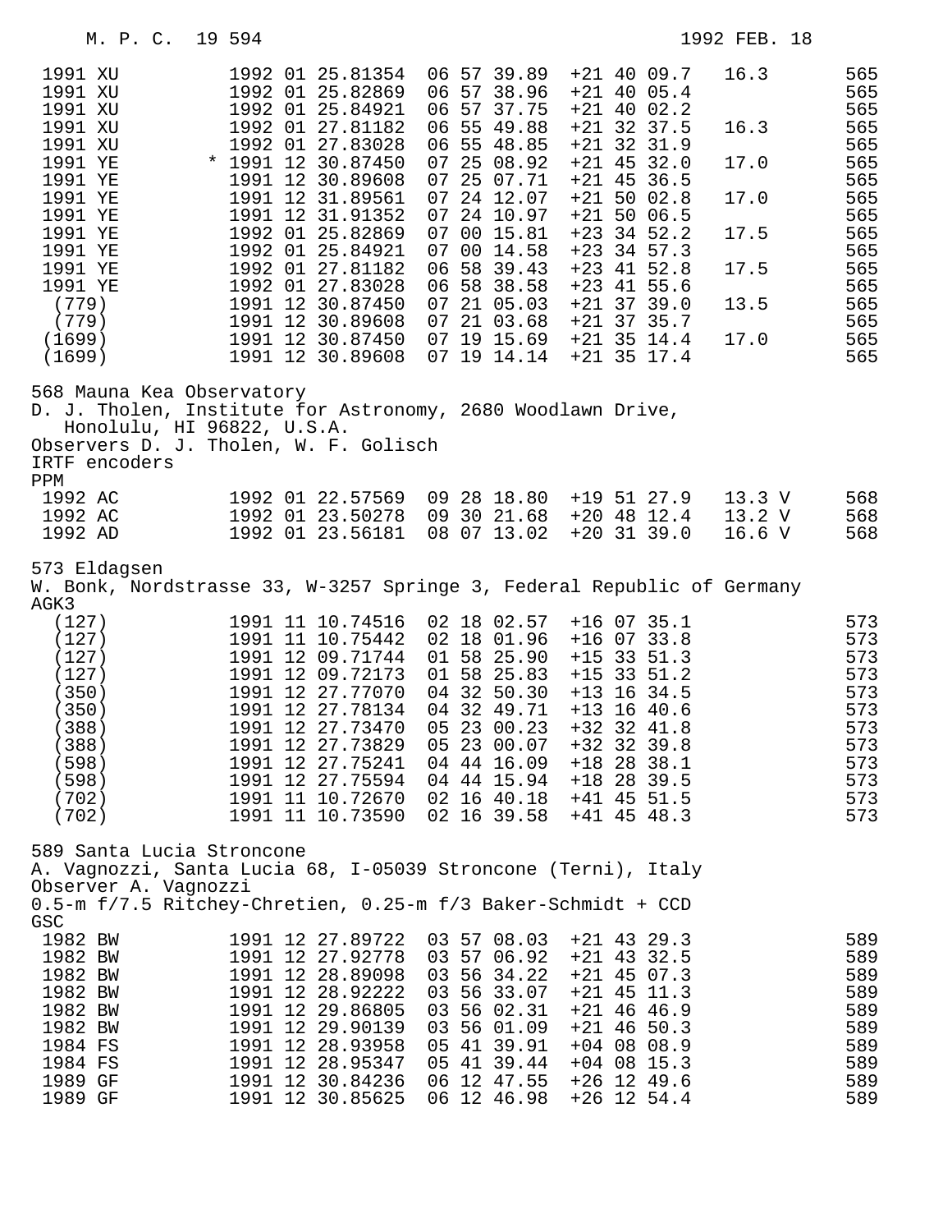```
 1991 XU         1992 01 25.81354  06 57 39.89  +21 40 09.7   16.3         565
 1991 XU         1992 01 25.82869  06 57 38.96  +21 40 05.4                565
 1991 XU         1992 01 25.84921  06 57 37.75  +21 40 02.2                565
 1991 XU         1992 01 27.81182  06 55 49.88  +21 32 37.5   16.3         565
 1991 XU         1992 01 27.83028  06 55 48.85  +21 32 31.9                565
 1991 YE       * 1991 12 30.87450  07 25 08.92  +21 45 32.0   17.0         565
 1991 YE         1991 12 30.89608  07 25 07.71  +21 45 36.5                565
 1991 YE         1991 12 31.89561  07 24 12.07  +21 50 02.8   17.0         565
 1991 YE         1991 12 31.91352  07 24 10.97  +21 50 06.5                565
 1991 YE         1992 01 25.82869  07 00 15.81  +23 34 52.2   17.5         565
 1991 YE         1992 01 25.84921  07 00 14.58  +23 34 57.3                565
 1991 YE         1992 01 27.81182  06 58 39.43  +23 41 52.8   17.5         565
 1991 YE         1992 01 27.83028  06 58 38.58  +23 41 55.6                565
  (779)          1991 12 30.87450  07 21 05.03  +21 37 39.0   13.5         565
  (779)          1991 12 30.89608  07 21 03.68  +21 37 35.7                565
 (1699)          1991 12 30.87450  07 19 15.69  +21 35 14.4   17.0         565
 (1699)          1991 12 30.89608  07 19 14.14  +21 35 17.4                565
```

568 Mauna Kea Observatory
D. J. Tholen, Institute for Astronomy, 2680 Woodlawn Drive,
Honolulu, HI 96822, U.S.A.
Observers D. J. Tholen, W. F. Golisch
IRTF encoders
PPM

```
 1992 AC         1992 01 22.57569  09 28 18.80  +19 51 27.9   13.3 V       568
 1992 AC         1992 01 23.50278  09 30 21.68  +20 48 12.4   13.2 V       568
 1992 AD         1992 01 23.56181  08 07 13.02  +20 31 39.0   16.6 V       568
```

573 Eldagsen
W. Bonk, Nordstrasse 33, W-3257 Springe 3, Federal Republic of Germany
AGK3

```
  (127)          1991 11 10.74516  02 18 02.57  +16 07 35.1                573
  (127)          1991 11 10.75442  02 18 01.96  +16 07 33.8                573
  (127)          1991 12 09.71744  01 58 25.90  +15 33 51.3                573
  (127)          1991 12 09.72173  01 58 25.83  +15 33 51.2                573
  (350)          1991 12 27.77070  04 32 50.30  +13 16 34.5                573
  (350)          1991 12 27.78134  04 32 49.71  +13 16 40.6                573
  (388)          1991 12 27.73470  05 23 00.23  +32 32 41.8                573
  (388)          1991 12 27.73829  05 23 00.07  +32 32 39.8                573
  (598)          1991 12 27.75241  04 44 16.09  +18 28 38.1                573
  (598)          1991 12 27.75594  04 44 15.94  +18 28 39.5                573
  (702)          1991 11 10.72670  02 16 40.18  +41 45 51.5                573
  (702)          1991 11 10.73590  02 16 39.58  +41 45 48.3                573
```

589 Santa Lucia Stroncone
A. Vagnozzi, Santa Lucia 68, I-05039 Stroncone (Terni), Italy
Observer A. Vagnozzi
0.5-m f/7.5 Ritchey-Chretien, 0.25-m f/3 Baker-Schmidt + CCD
GSC

```
 1982 BW         1991 12 27.89722  03 57 08.03  +21 43 29.3                589
 1982 BW         1991 12 27.92778  03 57 06.92  +21 43 32.5                589
 1982 BW         1991 12 28.89098  03 56 34.22  +21 45 07.3                589
 1982 BW         1991 12 28.92222  03 56 33.07  +21 45 11.3                589
 1982 BW         1991 12 29.86805  03 56 02.31  +21 46 46.9                589
 1982 BW         1991 12 29.90139  03 56 01.09  +21 46 50.3                589
 1984 FS         1991 12 28.93958  05 41 39.91  +04 08 08.9                589
 1984 FS         1991 12 28.95347  05 41 39.44  +04 08 15.3                589
 1989 GF         1991 12 30.84236  06 12 47.55  +26 12 49.6                589
 1989 GF         1991 12 30.85625  06 12 46.98  +26 12 54.4                589
```